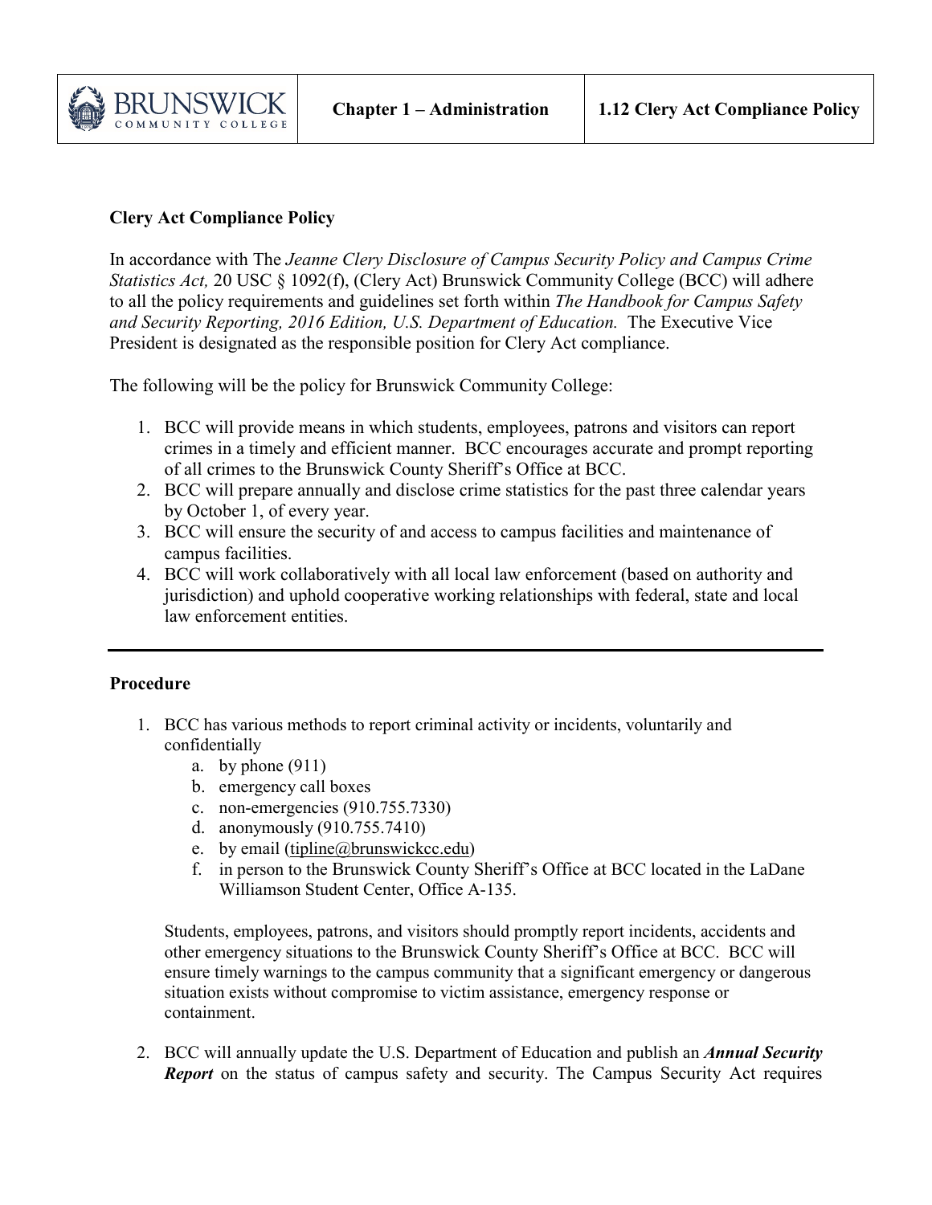| BRUNSWICK COMMUNITY COLLEGE | **Chapter 1 – Administration** | **1.12 Clery Act Compliance Policy** |
|---|---|---|

## Clery Act Compliance Policy

In accordance with The *Jeanne Clery Disclosure of Campus Security Policy and Campus Crime Statistics Act,* 20 USC § 1092(f), (Clery Act) Brunswick Community College (BCC) will adhere to all the policy requirements and guidelines set forth within *The Handbook for Campus Safety and Security Reporting, 2016 Edition, U.S. Department of Education.* The Executive Vice President is designated as the responsible position for Clery Act compliance.

The following will be the policy for Brunswick Community College:

1. BCC will provide means in which students, employees, patrons and visitors can report crimes in a timely and efficient manner. BCC encourages accurate and prompt reporting of all crimes to the Brunswick County Sheriff's Office at BCC.
2. BCC will prepare annually and disclose crime statistics for the past three calendar years by October 1, of every year.
3. BCC will ensure the security of and access to campus facilities and maintenance of campus facilities.
4. BCC will work collaboratively with all local law enforcement (based on authority and jurisdiction) and uphold cooperative working relationships with federal, state and local law enforcement entities.

---

## Procedure

1. BCC has various methods to report criminal activity or incidents, voluntarily and confidentially
   a. by phone (911)
   b. emergency call boxes
   c. non-emergencies (910.755.7330)
   d. anonymously (910.755.7410)
   e. by email (tipline@brunswickcc.edu)
   f. in person to the Brunswick County Sheriff's Office at BCC located in the LaDane Williamson Student Center, Office A-135.

   Students, employees, patrons, and visitors should promptly report incidents, accidents and other emergency situations to the Brunswick County Sheriff's Office at BCC. BCC will ensure timely warnings to the campus community that a significant emergency or dangerous situation exists without compromise to victim assistance, emergency response or containment.

2. BCC will annually update the U.S. Department of Education and publish an ***Annual Security Report*** on the status of campus safety and security. The Campus Security Act requires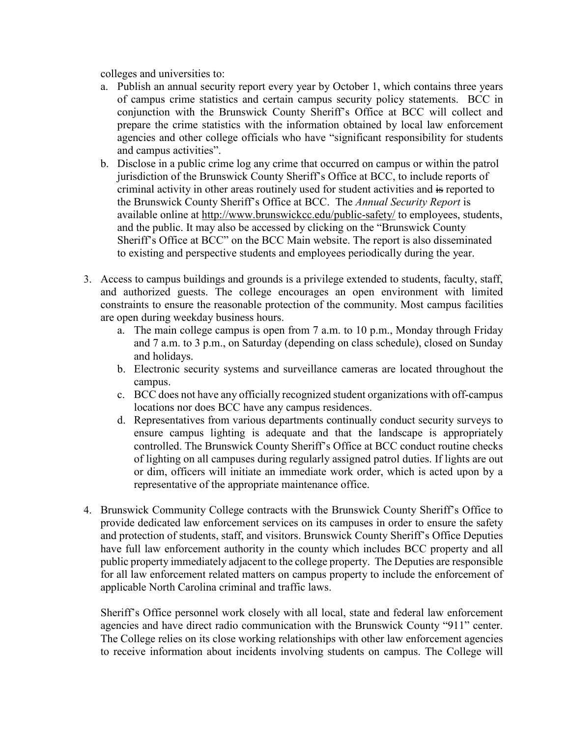colleges and universities to:

a. Publish an annual security report every year by October 1, which contains three years of campus crime statistics and certain campus security policy statements. BCC in conjunction with the Brunswick County Sheriff's Office at BCC will collect and prepare the crime statistics with the information obtained by local law enforcement agencies and other college officials who have "significant responsibility for students and campus activities".
b. Disclose in a public crime log any crime that occurred on campus or within the patrol jurisdiction of the Brunswick County Sheriff's Office at BCC, to include reports of criminal activity in other areas routinely used for student activities and ~~is~~ reported to the Brunswick County Sheriff's Office at BCC. The *Annual Security Report* is available online at http://www.brunswickcc.edu/public-safety/ to employees, students, and the public. It may also be accessed by clicking on the "Brunswick County Sheriff's Office at BCC" on the BCC Main website. The report is also disseminated to existing and perspective students and employees periodically during the year.

3. Access to campus buildings and grounds is a privilege extended to students, faculty, staff, and authorized guests. The college encourages an open environment with limited constraints to ensure the reasonable protection of the community. Most campus facilities are open during weekday business hours.
   a. The main college campus is open from 7 a.m. to 10 p.m., Monday through Friday and 7 a.m. to 3 p.m., on Saturday (depending on class schedule), closed on Sunday and holidays.
   b. Electronic security systems and surveillance cameras are located throughout the campus.
   c. BCC does not have any officially recognized student organizations with off-campus locations nor does BCC have any campus residences.
   d. Representatives from various departments continually conduct security surveys to ensure campus lighting is adequate and that the landscape is appropriately controlled. The Brunswick County Sheriff's Office at BCC conduct routine checks of lighting on all campuses during regularly assigned patrol duties. If lights are out or dim, officers will initiate an immediate work order, which is acted upon by a representative of the appropriate maintenance office.

4. Brunswick Community College contracts with the Brunswick County Sheriff's Office to provide dedicated law enforcement services on its campuses in order to ensure the safety and protection of students, staff, and visitors. Brunswick County Sheriff's Office Deputies have full law enforcement authority in the county which includes BCC property and all public property immediately adjacent to the college property. The Deputies are responsible for all law enforcement related matters on campus property to include the enforcement of applicable North Carolina criminal and traffic laws.

   Sheriff's Office personnel work closely with all local, state and federal law enforcement agencies and have direct radio communication with the Brunswick County "911" center. The College relies on its close working relationships with other law enforcement agencies to receive information about incidents involving students on campus. The College will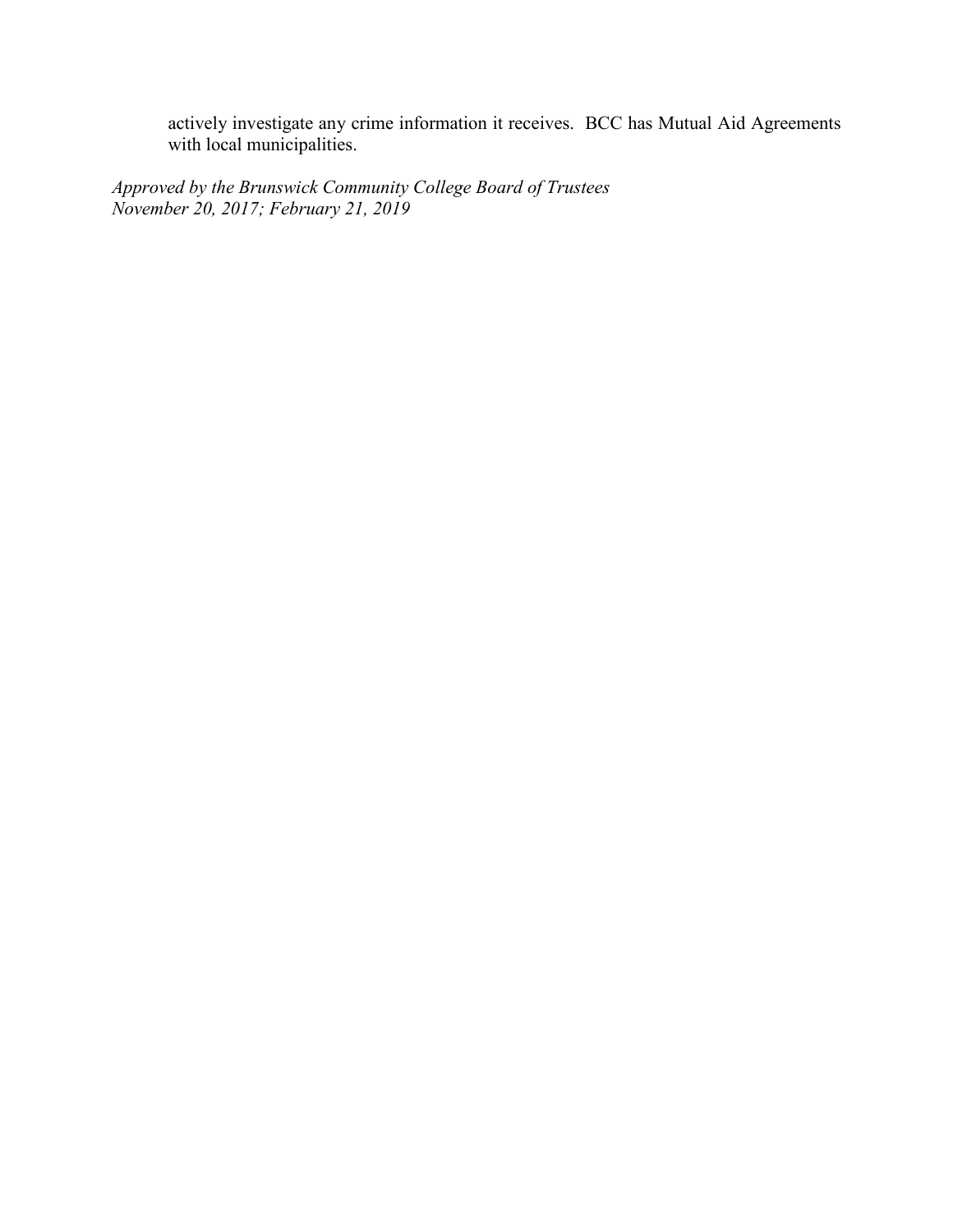actively investigate any crime information it receives. BCC has Mutual Aid Agreements with local municipalities.

*Approved by the Brunswick Community College Board of Trustees*
*November 20, 2017; February 21, 2019*